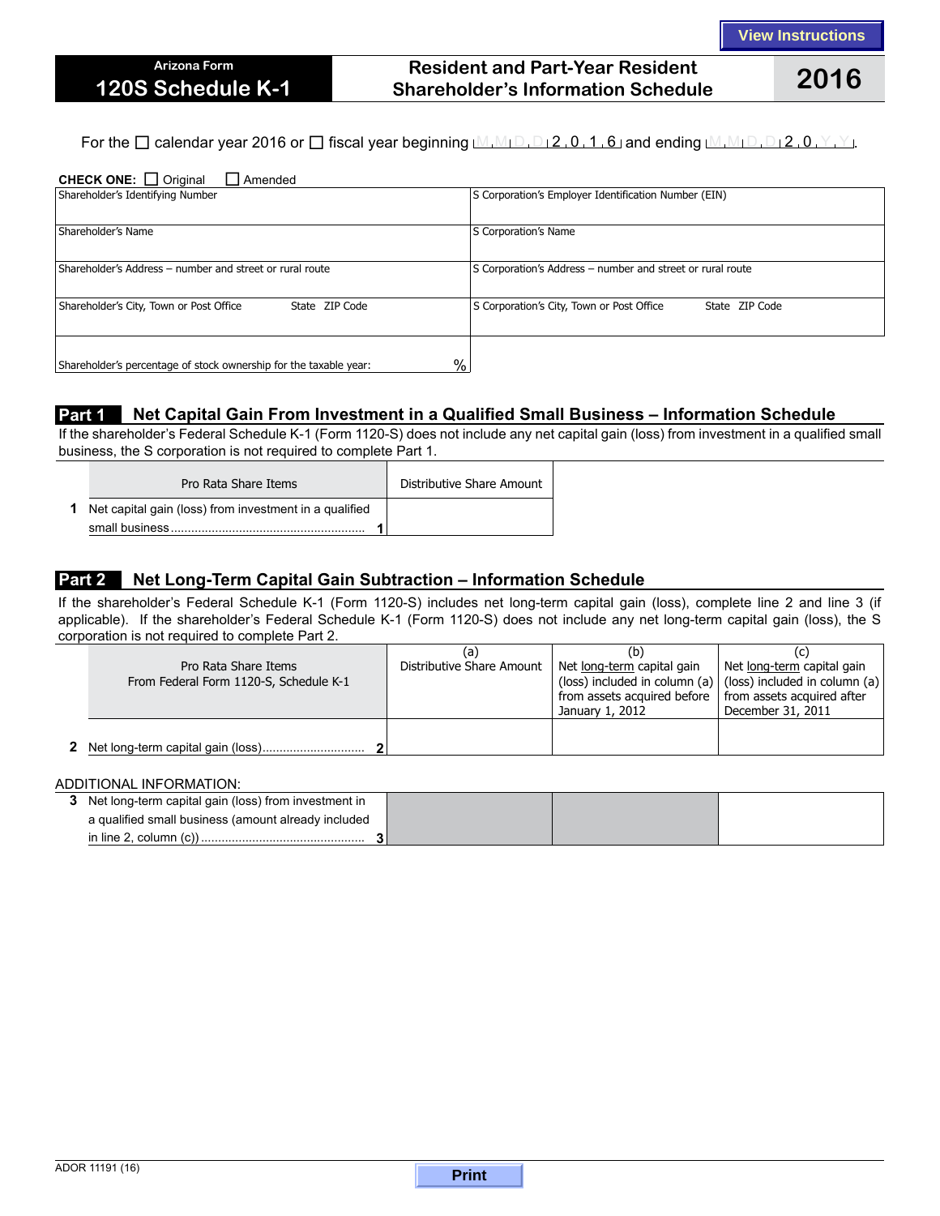View Instructions

# Arizona Form 120S Schedule K-1

## Resident and Part-Year Resident Shareholder's Information Schedule

**2016**

For the ☐ calendar year 2016 or ☐ fiscal year beginning M M D D 2 0 1 6 and ending M M D D 2 0 Y Y.

**CHECK ONE:** ☐ Original ☐ Amended

| Shareholder's Identifying Number | S Corporation's Employer Identification Number (EIN) |
|---|---|
| Shareholder's Name | S Corporation's Name |
| Shareholder's Address – number and street or rural route | S Corporation's Address – number and street or rural route |
| Shareholder's City, Town or Post Office State ZIP Code | S Corporation's City, Town or Post Office State ZIP Code |
| Shareholder's percentage of stock ownership for the taxable year: % | |

## Part 1 Net Capital Gain From Investment in a Qualified Small Business – Information Schedule

If the shareholder's Federal Schedule K-1 (Form 1120-S) does not include any net capital gain (loss) from investment in a qualified small business, the S corporation is not required to complete Part 1.

| Pro Rata Share Items | Distributive Share Amount |
|---|---|
| **1** Net capital gain (loss) from investment in a qualified small business .......... **1** | |

## Part 2 Net Long-Term Capital Gain Subtraction – Information Schedule

If the shareholder's Federal Schedule K-1 (Form 1120-S) includes net long-term capital gain (loss), complete line 2 and line 3 (if applicable). If the shareholder's Federal Schedule K-1 (Form 1120-S) does not include any net long-term capital gain (loss), the S corporation is not required to complete Part 2.

| Pro Rata Share Items From Federal Form 1120-S, Schedule K-1 | (a) Distributive Share Amount | (b) Net long-term capital gain (loss) included in column (a) from assets acquired before January 1, 2012 | (c) Net long-term capital gain (loss) included in column (a) from assets acquired after December 31, 2011 |
|---|---|---|---|
| **2** Net long-term capital gain (loss).......... **2** | | | |

ADDITIONAL INFORMATION:

| | (a) | (b) | (c) |
|---|---|---|---|
| **3** Net long-term capital gain (loss) from investment in a qualified small business (amount already included in line 2, column (c)) .......... **3** | | | |

ADOR 11191 (16)

Print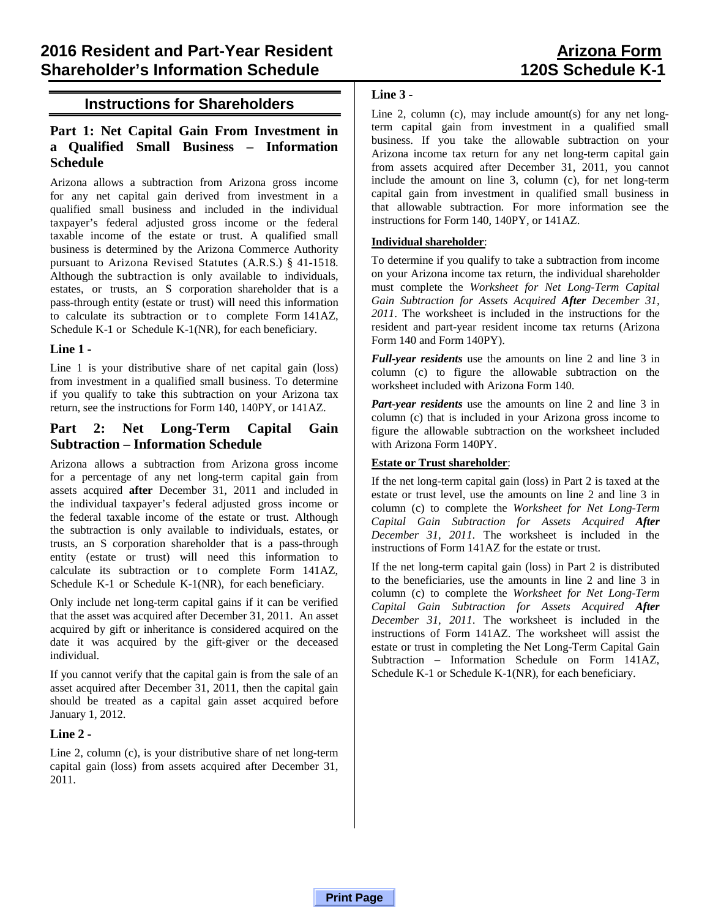# 2016 Resident and Part-Year Resident Shareholder's Information Schedule

# Arizona Form 120S Schedule K-1

## Instructions for Shareholders

### Part 1: Net Capital Gain From Investment in a Qualified Small Business – Information Schedule

Arizona allows a subtraction from Arizona gross income for any net capital gain derived from investment in a qualified small business and included in the individual taxpayer's federal adjusted gross income or the federal taxable income of the estate or trust. A qualified small business is determined by the Arizona Commerce Authority pursuant to Arizona Revised Statutes (A.R.S.) § 41-1518. Although the subtraction is only available to individuals, estates, or trusts, an S corporation shareholder that is a pass-through entity (estate or trust) will need this information to calculate its subtraction or to complete Form 141AZ, Schedule K-1 or Schedule K-1(NR), for each beneficiary.

#### Line 1 -

Line 1 is your distributive share of net capital gain (loss) from investment in a qualified small business. To determine if you qualify to take this subtraction on your Arizona tax return, see the instructions for Form 140, 140PY, or 141AZ.

### Part 2: Net Long-Term Capital Gain Subtraction – Information Schedule

Arizona allows a subtraction from Arizona gross income for a percentage of any net long-term capital gain from assets acquired **after** December 31, 2011 and included in the individual taxpayer's federal adjusted gross income or the federal taxable income of the estate or trust. Although the subtraction is only available to individuals, estates, or trusts, an S corporation shareholder that is a pass-through entity (estate or trust) will need this information to calculate its subtraction or to complete Form 141AZ, Schedule K-1 or Schedule K-1(NR), for each beneficiary.

Only include net long-term capital gains if it can be verified that the asset was acquired after December 31, 2011. An asset acquired by gift or inheritance is considered acquired on the date it was acquired by the gift-giver or the deceased individual.

If you cannot verify that the capital gain is from the sale of an asset acquired after December 31, 2011, then the capital gain should be treated as a capital gain asset acquired before January 1, 2012.

#### Line 2 -

Line 2, column (c), is your distributive share of net long-term capital gain (loss) from assets acquired after December 31, 2011.

#### Line 3 -

Line 2, column (c), may include amount(s) for any net long-term capital gain from investment in a qualified small business. If you take the allowable subtraction on your Arizona income tax return for any net long-term capital gain from assets acquired after December 31, 2011, you cannot include the amount on line 3, column (c), for net long-term capital gain from investment in qualified small business in that allowable subtraction. For more information see the instructions for Form 140, 140PY, or 141AZ.

**Individual shareholder**:

To determine if you qualify to take a subtraction from income on your Arizona income tax return, the individual shareholder must complete the *Worksheet for Net Long-Term Capital Gain Subtraction for Assets Acquired **After** December 31, 2011*. The worksheet is included in the instructions for the resident and part-year resident income tax returns (Arizona Form 140 and Form 140PY).

***Full-year residents*** use the amounts on line 2 and line 3 in column (c) to figure the allowable subtraction on the worksheet included with Arizona Form 140.

***Part-year residents*** use the amounts on line 2 and line 3 in column (c) that is included in your Arizona gross income to figure the allowable subtraction on the worksheet included with Arizona Form 140PY.

**Estate or Trust shareholder**:

If the net long-term capital gain (loss) in Part 2 is taxed at the estate or trust level, use the amounts on line 2 and line 3 in column (c) to complete the *Worksheet for Net Long-Term Capital Gain Subtraction for Assets Acquired **After** December 31, 2011*. The worksheet is included in the instructions of Form 141AZ for the estate or trust.

If the net long-term capital gain (loss) in Part 2 is distributed to the beneficiaries, use the amounts in line 2 and line 3 in column (c) to complete the *Worksheet for Net Long-Term Capital Gain Subtraction for Assets Acquired **After** December 31, 2011*. The worksheet is included in the instructions of Form 141AZ. The worksheet will assist the estate or trust in completing the Net Long-Term Capital Gain Subtraction – Information Schedule on Form 141AZ, Schedule K-1 or Schedule K-1(NR), for each beneficiary.